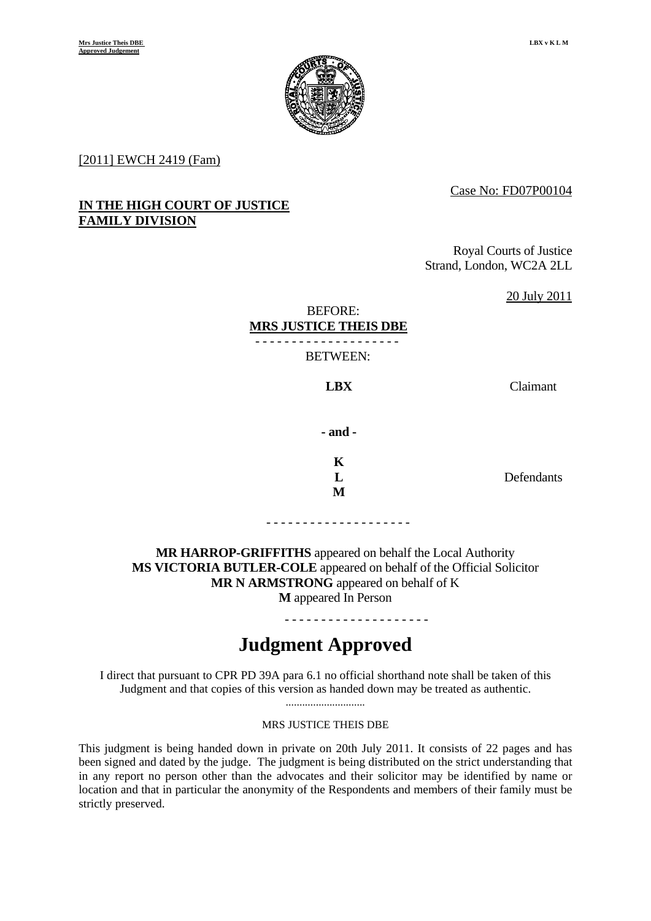[2011] EWCH 2419 (Fam)

Case No: FD07P00104

**IN THE HIGH COURT OF JUSTICE**
**FAMILY DIVISION**

Royal Courts of Justice
Strand, London, WC2A 2LL

20 July 2011

BEFORE:
**MRS JUSTICE THEIS DBE**

- - - - - - - - - - - - - - - - - - -

BETWEEN:

**LBX** Claimant

**- and -**

**K**
**L** Defendants
**M**

- - - - - - - - - - - - - - - - - - -

**MR HARROP-GRIFFITHS** appeared on behalf the Local Authority
**MS VICTORIA BUTLER-COLE** appeared on behalf of the Official Solicitor
**MR N ARMSTRONG** appeared on behalf of K
**M** appeared In Person

- - - - - - - - - - - - - - - - - - -

# Judgment Approved

I direct that pursuant to CPR PD 39A para 6.1 no official shorthand note shall be taken of this Judgment and that copies of this version as handed down may be treated as authentic.

.............................

MRS JUSTICE THEIS DBE

This judgment is being handed down in private on 20th July 2011. It consists of 22 pages and has been signed and dated by the judge. The judgment is being distributed on the strict understanding that in any report no person other than the advocates and their solicitor may be identified by name or location and that in particular the anonymity of the Respondents and members of their family must be strictly preserved.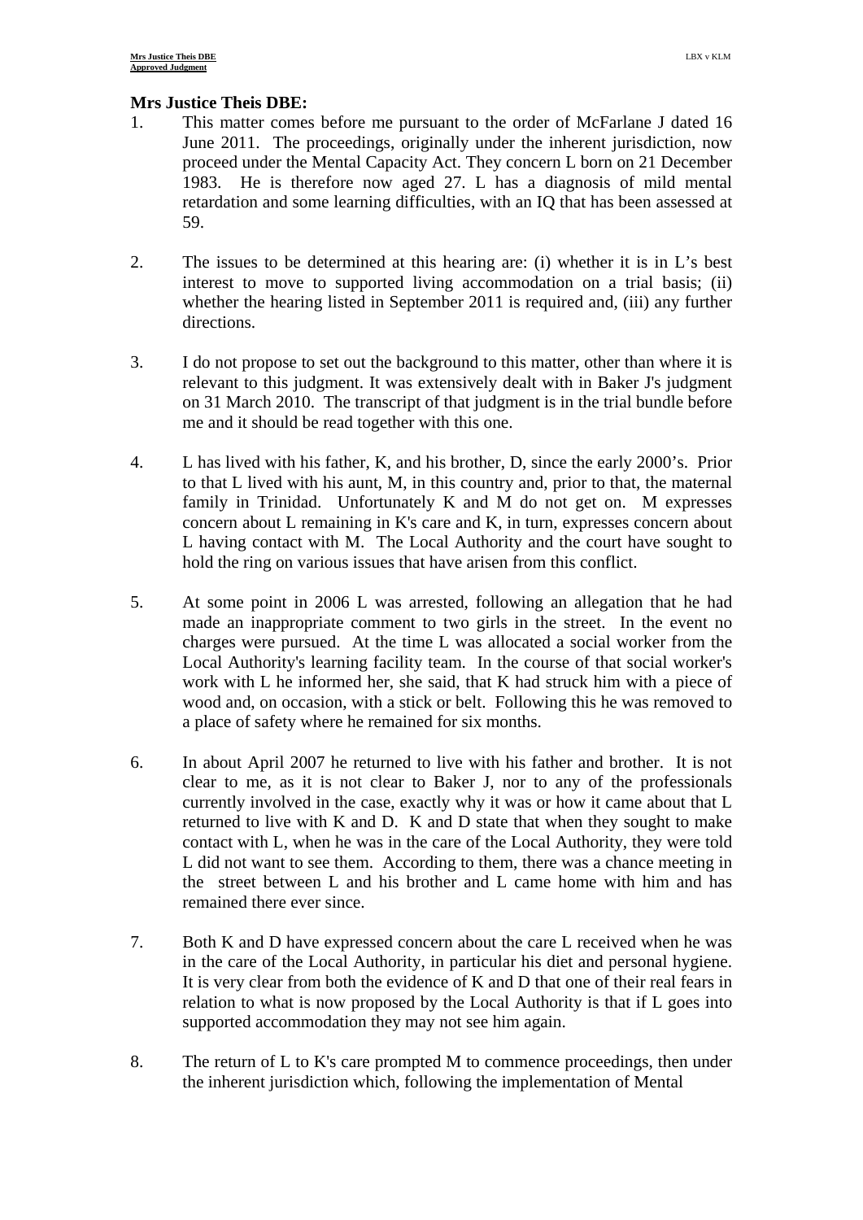**Mrs Justice Theis DBE:**

1. This matter comes before me pursuant to the order of McFarlane J dated 16 June 2011. The proceedings, originally under the inherent jurisdiction, now proceed under the Mental Capacity Act. They concern L born on 21 December 1983. He is therefore now aged 27. L has a diagnosis of mild mental retardation and some learning difficulties, with an IQ that has been assessed at 59.

2. The issues to be determined at this hearing are: (i) whether it is in L's best interest to move to supported living accommodation on a trial basis; (ii) whether the hearing listed in September 2011 is required and, (iii) any further directions.

3. I do not propose to set out the background to this matter, other than where it is relevant to this judgment. It was extensively dealt with in Baker J's judgment on 31 March 2010. The transcript of that judgment is in the trial bundle before me and it should be read together with this one.

4. L has lived with his father, K, and his brother, D, since the early 2000's. Prior to that L lived with his aunt, M, in this country and, prior to that, the maternal family in Trinidad. Unfortunately K and M do not get on. M expresses concern about L remaining in K's care and K, in turn, expresses concern about L having contact with M. The Local Authority and the court have sought to hold the ring on various issues that have arisen from this conflict.

5. At some point in 2006 L was arrested, following an allegation that he had made an inappropriate comment to two girls in the street. In the event no charges were pursued. At the time L was allocated a social worker from the Local Authority's learning facility team. In the course of that social worker's work with L he informed her, she said, that K had struck him with a piece of wood and, on occasion, with a stick or belt. Following this he was removed to a place of safety where he remained for six months.

6. In about April 2007 he returned to live with his father and brother. It is not clear to me, as it is not clear to Baker J, nor to any of the professionals currently involved in the case, exactly why it was or how it came about that L returned to live with K and D. K and D state that when they sought to make contact with L, when he was in the care of the Local Authority, they were told L did not want to see them. According to them, there was a chance meeting in the street between L and his brother and L came home with him and has remained there ever since.

7. Both K and D have expressed concern about the care L received when he was in the care of the Local Authority, in particular his diet and personal hygiene. It is very clear from both the evidence of K and D that one of their real fears in relation to what is now proposed by the Local Authority is that if L goes into supported accommodation they may not see him again.

8. The return of L to K's care prompted M to commence proceedings, then under the inherent jurisdiction which, following the implementation of Mental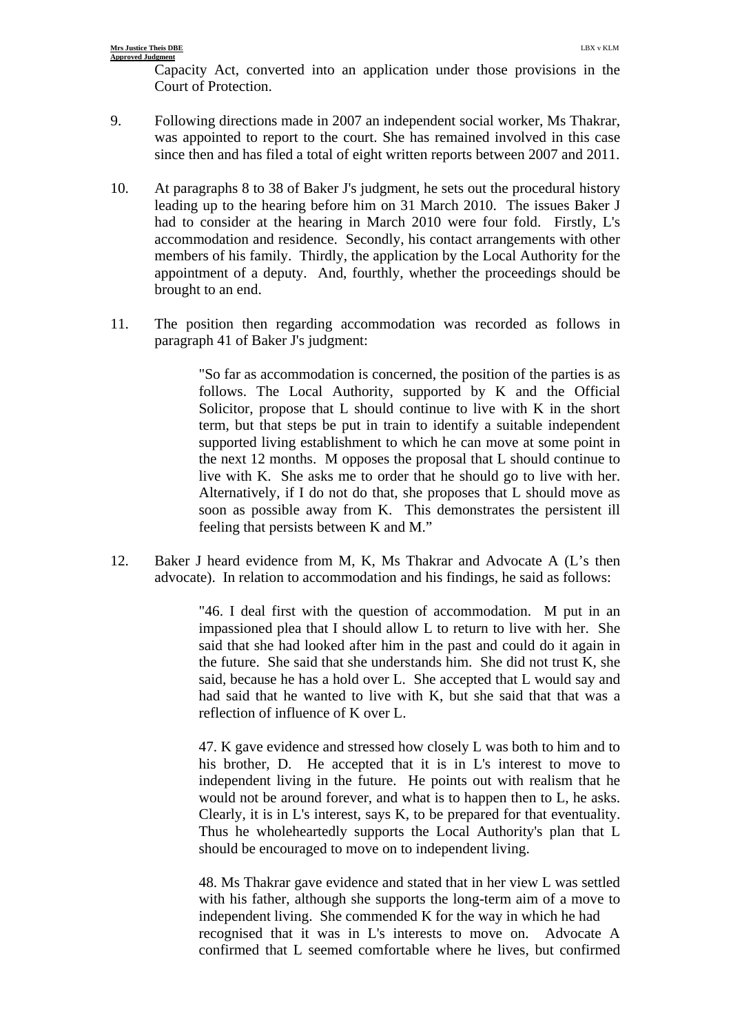Capacity Act, converted into an application under those provisions in the Court of Protection.

9. Following directions made in 2007 an independent social worker, Ms Thakrar, was appointed to report to the court. She has remained involved in this case since then and has filed a total of eight written reports between 2007 and 2011.

10. At paragraphs 8 to 38 of Baker J's judgment, he sets out the procedural history leading up to the hearing before him on 31 March 2010. The issues Baker J had to consider at the hearing in March 2010 were four fold. Firstly, L's accommodation and residence. Secondly, his contact arrangements with other members of his family. Thirdly, the application by the Local Authority for the appointment of a deputy. And, fourthly, whether the proceedings should be brought to an end.

11. The position then regarding accommodation was recorded as follows in paragraph 41 of Baker J's judgment:

> "So far as accommodation is concerned, the position of the parties is as follows. The Local Authority, supported by K and the Official Solicitor, propose that L should continue to live with K in the short term, but that steps be put in train to identify a suitable independent supported living establishment to which he can move at some point in the next 12 months. M opposes the proposal that L should continue to live with K. She asks me to order that he should go to live with her. Alternatively, if I do not do that, she proposes that L should move as soon as possible away from K. This demonstrates the persistent ill feeling that persists between K and M."

12. Baker J heard evidence from M, K, Ms Thakrar and Advocate A (L's then advocate). In relation to accommodation and his findings, he said as follows:

> "46. I deal first with the question of accommodation. M put in an impassioned plea that I should allow L to return to live with her. She said that she had looked after him in the past and could do it again in the future. She said that she understands him. She did not trust K, she said, because he has a hold over L. She accepted that L would say and had said that he wanted to live with K, but she said that that was a reflection of influence of K over L.
>
> 47. K gave evidence and stressed how closely L was both to him and to his brother, D. He accepted that it is in L's interest to move to independent living in the future. He points out with realism that he would not be around forever, and what is to happen then to L, he asks. Clearly, it is in L's interest, says K, to be prepared for that eventuality. Thus he wholeheartedly supports the Local Authority's plan that L should be encouraged to move on to independent living.
>
> 48. Ms Thakrar gave evidence and stated that in her view L was settled with his father, although she supports the long-term aim of a move to independent living. She commended K for the way in which he had recognised that it was in L's interests to move on. Advocate A confirmed that L seemed comfortable where he lives, but confirmed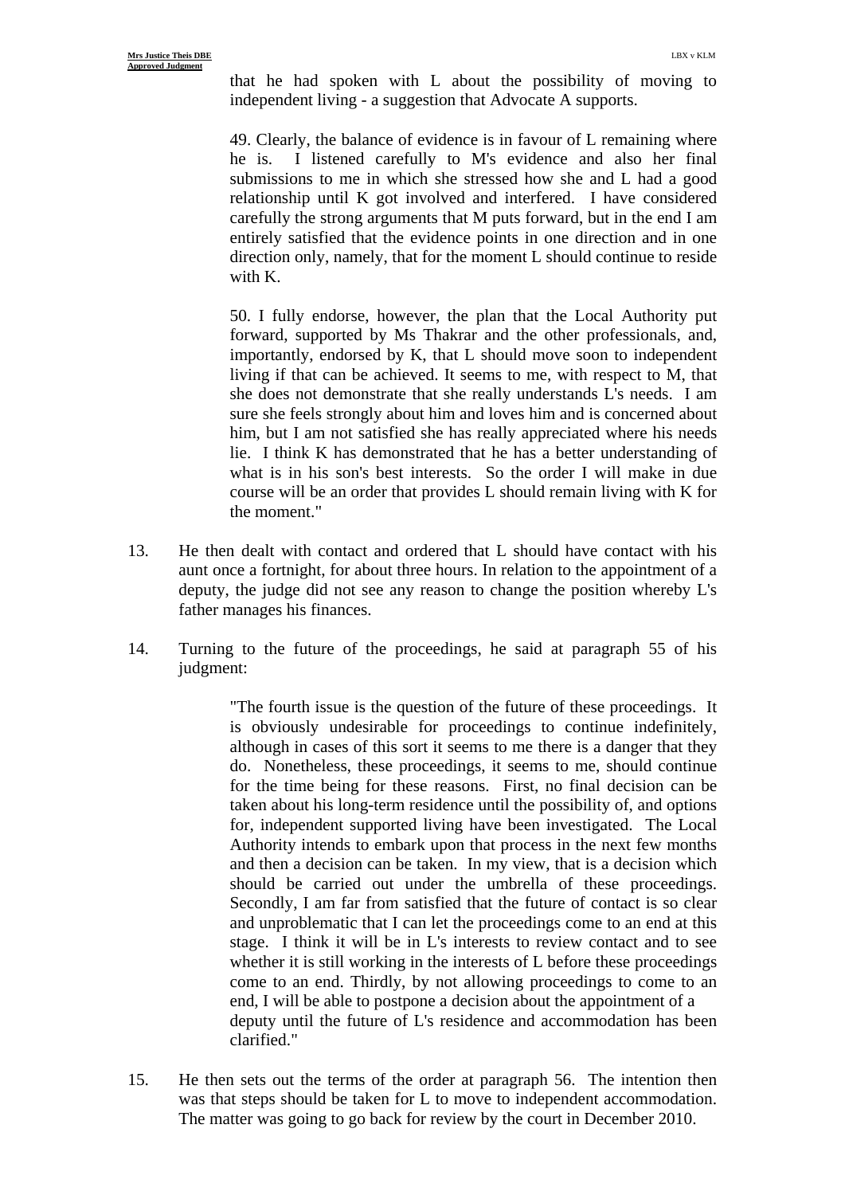that he had spoken with L about the possibility of moving to independent living - a suggestion that Advocate A supports.

> 49. Clearly, the balance of evidence is in favour of L remaining where he is. I listened carefully to M's evidence and also her final submissions to me in which she stressed how she and L had a good relationship until K got involved and interfered. I have considered carefully the strong arguments that M puts forward, but in the end I am entirely satisfied that the evidence points in one direction and in one direction only, namely, that for the moment L should continue to reside with K.
>
> 50. I fully endorse, however, the plan that the Local Authority put forward, supported by Ms Thakrar and the other professionals, and, importantly, endorsed by K, that L should move soon to independent living if that can be achieved. It seems to me, with respect to M, that she does not demonstrate that she really understands L's needs. I am sure she feels strongly about him and loves him and is concerned about him, but I am not satisfied she has really appreciated where his needs lie. I think K has demonstrated that he has a better understanding of what is in his son's best interests. So the order I will make in due course will be an order that provides L should remain living with K for the moment."

13. He then dealt with contact and ordered that L should have contact with his aunt once a fortnight, for about three hours. In relation to the appointment of a deputy, the judge did not see any reason to change the position whereby L's father manages his finances.

14. Turning to the future of the proceedings, he said at paragraph 55 of his judgment:

> "The fourth issue is the question of the future of these proceedings. It is obviously undesirable for proceedings to continue indefinitely, although in cases of this sort it seems to me there is a danger that they do. Nonetheless, these proceedings, it seems to me, should continue for the time being for these reasons. First, no final decision can be taken about his long-term residence until the possibility of, and options for, independent supported living have been investigated. The Local Authority intends to embark upon that process in the next few months and then a decision can be taken. In my view, that is a decision which should be carried out under the umbrella of these proceedings. Secondly, I am far from satisfied that the future of contact is so clear and unproblematic that I can let the proceedings come to an end at this stage. I think it will be in L's interests to review contact and to see whether it is still working in the interests of L before these proceedings come to an end. Thirdly, by not allowing proceedings to come to an end, I will be able to postpone a decision about the appointment of a deputy until the future of L's residence and accommodation has been clarified."

15. He then sets out the terms of the order at paragraph 56. The intention then was that steps should be taken for L to move to independent accommodation. The matter was going to go back for review by the court in December 2010.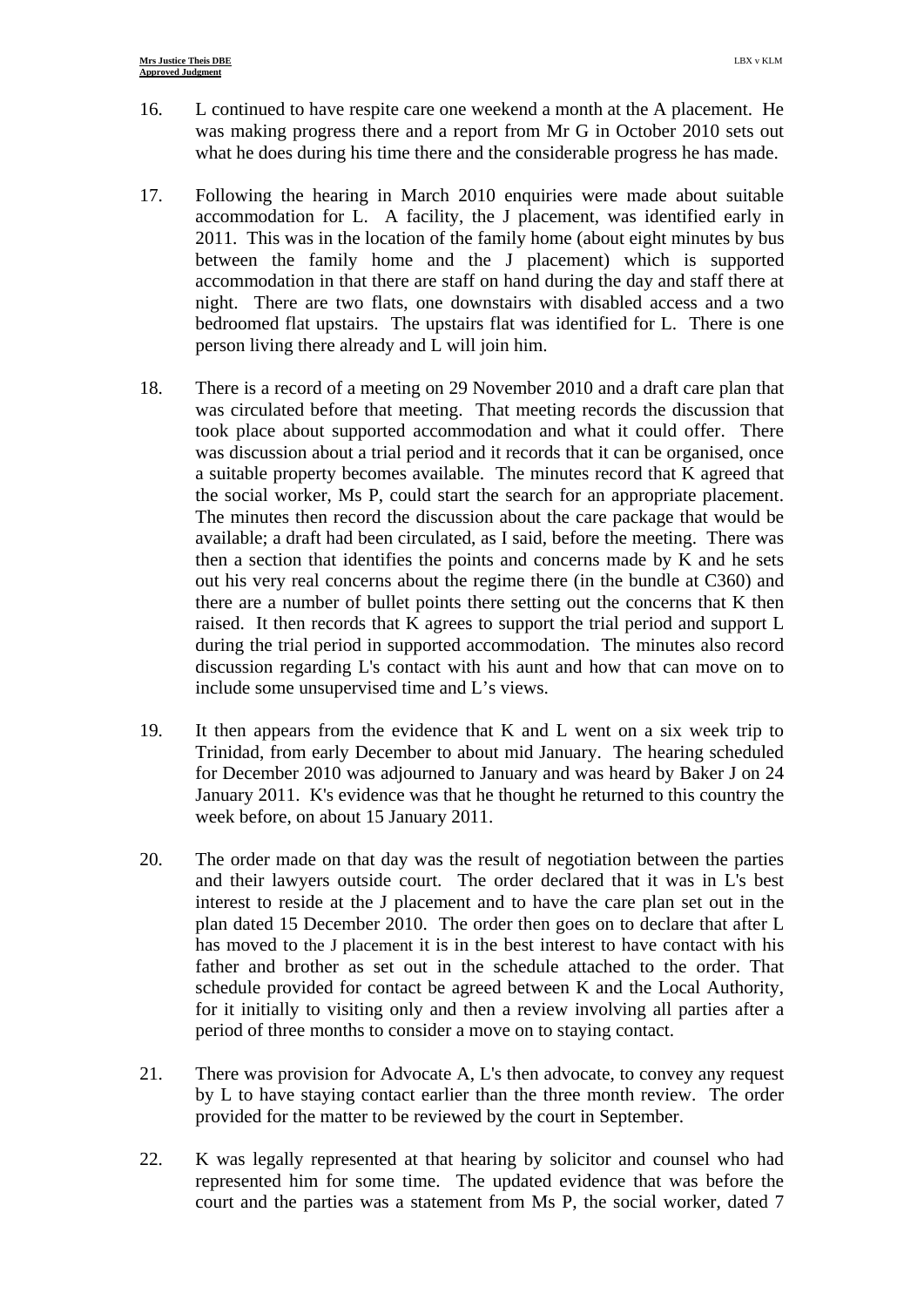16. L continued to have respite care one weekend a month at the A placement. He was making progress there and a report from Mr G in October 2010 sets out what he does during his time there and the considerable progress he has made.

17. Following the hearing in March 2010 enquiries were made about suitable accommodation for L. A facility, the J placement, was identified early in 2011. This was in the location of the family home (about eight minutes by bus between the family home and the J placement) which is supported accommodation in that there are staff on hand during the day and staff there at night. There are two flats, one downstairs with disabled access and a two bedroomed flat upstairs. The upstairs flat was identified for L. There is one person living there already and L will join him.

18. There is a record of a meeting on 29 November 2010 and a draft care plan that was circulated before that meeting. That meeting records the discussion that took place about supported accommodation and what it could offer. There was discussion about a trial period and it records that it can be organised, once a suitable property becomes available. The minutes record that K agreed that the social worker, Ms P, could start the search for an appropriate placement. The minutes then record the discussion about the care package that would be available; a draft had been circulated, as I said, before the meeting. There was then a section that identifies the points and concerns made by K and he sets out his very real concerns about the regime there (in the bundle at C360) and there are a number of bullet points there setting out the concerns that K then raised. It then records that K agrees to support the trial period and support L during the trial period in supported accommodation. The minutes also record discussion regarding L's contact with his aunt and how that can move on to include some unsupervised time and L's views.

19. It then appears from the evidence that K and L went on a six week trip to Trinidad, from early December to about mid January. The hearing scheduled for December 2010 was adjourned to January and was heard by Baker J on 24 January 2011. K's evidence was that he thought he returned to this country the week before, on about 15 January 2011.

20. The order made on that day was the result of negotiation between the parties and their lawyers outside court. The order declared that it was in L's best interest to reside at the J placement and to have the care plan set out in the plan dated 15 December 2010. The order then goes on to declare that after L has moved to the J placement it is in the best interest to have contact with his father and brother as set out in the schedule attached to the order. That schedule provided for contact be agreed between K and the Local Authority, for it initially to visiting only and then a review involving all parties after a period of three months to consider a move on to staying contact.

21. There was provision for Advocate A, L's then advocate, to convey any request by L to have staying contact earlier than the three month review. The order provided for the matter to be reviewed by the court in September.

22. K was legally represented at that hearing by solicitor and counsel who had represented him for some time. The updated evidence that was before the court and the parties was a statement from Ms P, the social worker, dated 7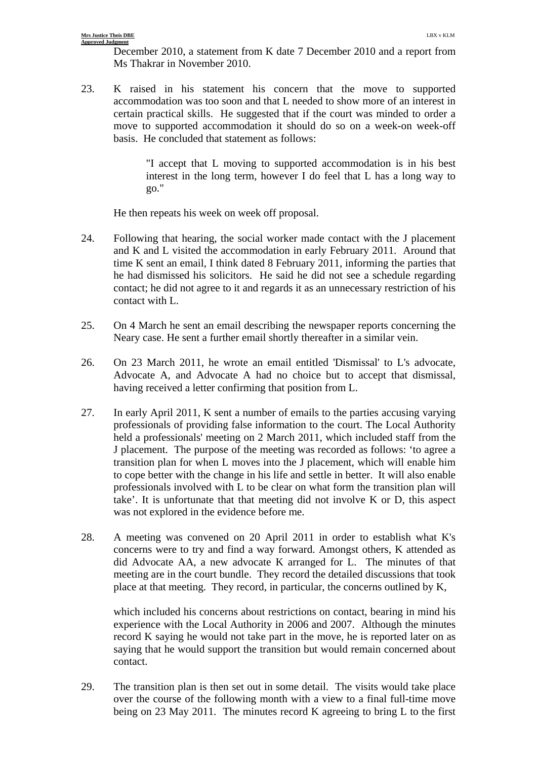December 2010, a statement from K date 7 December 2010 and a report from Ms Thakrar in November 2010.

23. K raised in his statement his concern that the move to supported accommodation was too soon and that L needed to show more of an interest in certain practical skills. He suggested that if the court was minded to order a move to supported accommodation it should do so on a week-on week-off basis. He concluded that statement as follows:

> "I accept that L moving to supported accommodation is in his best interest in the long term, however I do feel that L has a long way to go."

He then repeats his week on week off proposal.

24. Following that hearing, the social worker made contact with the J placement and K and L visited the accommodation in early February 2011. Around that time K sent an email, I think dated 8 February 2011, informing the parties that he had dismissed his solicitors. He said he did not see a schedule regarding contact; he did not agree to it and regards it as an unnecessary restriction of his contact with L.

25. On 4 March he sent an email describing the newspaper reports concerning the Neary case. He sent a further email shortly thereafter in a similar vein.

26. On 23 March 2011, he wrote an email entitled 'Dismissal' to L's advocate, Advocate A, and Advocate A had no choice but to accept that dismissal, having received a letter confirming that position from L.

27. In early April 2011, K sent a number of emails to the parties accusing varying professionals of providing false information to the court. The Local Authority held a professionals' meeting on 2 March 2011, which included staff from the J placement. The purpose of the meeting was recorded as follows: 'to agree a transition plan for when L moves into the J placement, which will enable him to cope better with the change in his life and settle in better. It will also enable professionals involved with L to be clear on what form the transition plan will take'. It is unfortunate that that meeting did not involve K or D, this aspect was not explored in the evidence before me.

28. A meeting was convened on 20 April 2011 in order to establish what K's concerns were to try and find a way forward. Amongst others, K attended as did Advocate AA, a new advocate K arranged for L. The minutes of that meeting are in the court bundle. They record the detailed discussions that took place at that meeting. They record, in particular, the concerns outlined by K,

which included his concerns about restrictions on contact, bearing in mind his experience with the Local Authority in 2006 and 2007. Although the minutes record K saying he would not take part in the move, he is reported later on as saying that he would support the transition but would remain concerned about contact.

29. The transition plan is then set out in some detail. The visits would take place over the course of the following month with a view to a final full-time move being on 23 May 2011. The minutes record K agreeing to bring L to the first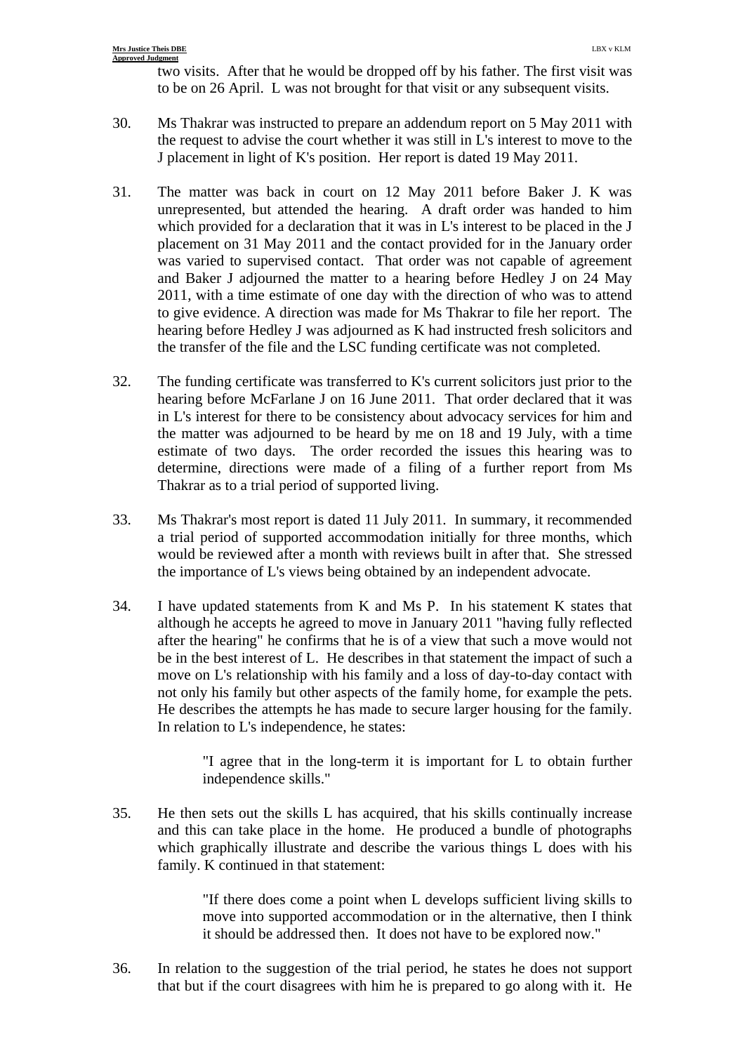two visits. After that he would be dropped off by his father. The first visit was to be on 26 April. L was not brought for that visit or any subsequent visits.

30. Ms Thakrar was instructed to prepare an addendum report on 5 May 2011 with the request to advise the court whether it was still in L's interest to move to the J placement in light of K's position. Her report is dated 19 May 2011.

31. The matter was back in court on 12 May 2011 before Baker J. K was unrepresented, but attended the hearing. A draft order was handed to him which provided for a declaration that it was in L's interest to be placed in the J placement on 31 May 2011 and the contact provided for in the January order was varied to supervised contact. That order was not capable of agreement and Baker J adjourned the matter to a hearing before Hedley J on 24 May 2011, with a time estimate of one day with the direction of who was to attend to give evidence. A direction was made for Ms Thakrar to file her report. The hearing before Hedley J was adjourned as K had instructed fresh solicitors and the transfer of the file and the LSC funding certificate was not completed.

32. The funding certificate was transferred to K's current solicitors just prior to the hearing before McFarlane J on 16 June 2011. That order declared that it was in L's interest for there to be consistency about advocacy services for him and the matter was adjourned to be heard by me on 18 and 19 July, with a time estimate of two days. The order recorded the issues this hearing was to determine, directions were made of a filing of a further report from Ms Thakrar as to a trial period of supported living.

33. Ms Thakrar's most report is dated 11 July 2011. In summary, it recommended a trial period of supported accommodation initially for three months, which would be reviewed after a month with reviews built in after that. She stressed the importance of L's views being obtained by an independent advocate.

34. I have updated statements from K and Ms P. In his statement K states that although he accepts he agreed to move in January 2011 "having fully reflected after the hearing" he confirms that he is of a view that such a move would not be in the best interest of L. He describes in that statement the impact of such a move on L's relationship with his family and a loss of day-to-day contact with not only his family but other aspects of the family home, for example the pets. He describes the attempts he has made to secure larger housing for the family. In relation to L's independence, he states:

> "I agree that in the long-term it is important for L to obtain further independence skills."

35. He then sets out the skills L has acquired, that his skills continually increase and this can take place in the home. He produced a bundle of photographs which graphically illustrate and describe the various things L does with his family. K continued in that statement:

> "If there does come a point when L develops sufficient living skills to move into supported accommodation or in the alternative, then I think it should be addressed then. It does not have to be explored now."

36. In relation to the suggestion of the trial period, he states he does not support that but if the court disagrees with him he is prepared to go along with it. He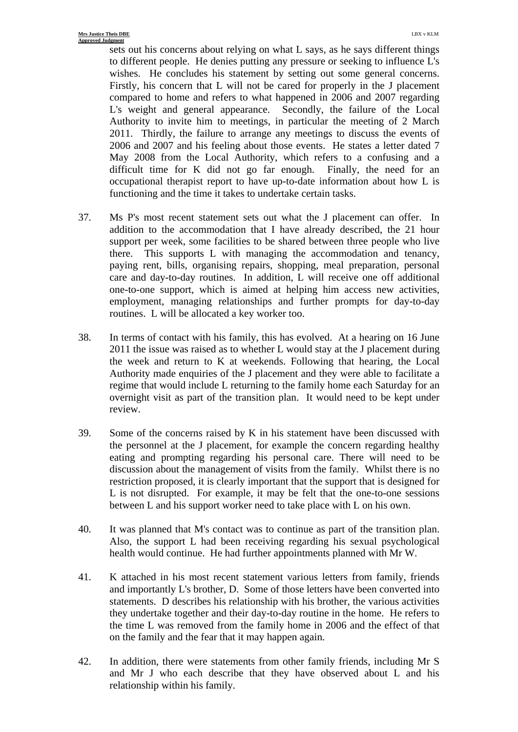sets out his concerns about relying on what L says, as he says different things to different people. He denies putting any pressure or seeking to influence L's wishes. He concludes his statement by setting out some general concerns. Firstly, his concern that L will not be cared for properly in the J placement compared to home and refers to what happened in 2006 and 2007 regarding L's weight and general appearance. Secondly, the failure of the Local Authority to invite him to meetings, in particular the meeting of 2 March 2011. Thirdly, the failure to arrange any meetings to discuss the events of 2006 and 2007 and his feeling about those events. He states a letter dated 7 May 2008 from the Local Authority, which refers to a confusing and a difficult time for K did not go far enough. Finally, the need for an occupational therapist report to have up-to-date information about how L is functioning and the time it takes to undertake certain tasks.

37. Ms P's most recent statement sets out what the J placement can offer. In addition to the accommodation that I have already described, the 21 hour support per week, some facilities to be shared between three people who live there. This supports L with managing the accommodation and tenancy, paying rent, bills, organising repairs, shopping, meal preparation, personal care and day-to-day routines. In addition, L will receive one off additional one-to-one support, which is aimed at helping him access new activities, employment, managing relationships and further prompts for day-to-day routines. L will be allocated a key worker too.

38. In terms of contact with his family, this has evolved. At a hearing on 16 June 2011 the issue was raised as to whether L would stay at the J placement during the week and return to K at weekends. Following that hearing, the Local Authority made enquiries of the J placement and they were able to facilitate a regime that would include L returning to the family home each Saturday for an overnight visit as part of the transition plan. It would need to be kept under review.

39. Some of the concerns raised by K in his statement have been discussed with the personnel at the J placement, for example the concern regarding healthy eating and prompting regarding his personal care. There will need to be discussion about the management of visits from the family. Whilst there is no restriction proposed, it is clearly important that the support that is designed for L is not disrupted. For example, it may be felt that the one-to-one sessions between L and his support worker need to take place with L on his own.

40. It was planned that M's contact was to continue as part of the transition plan. Also, the support L had been receiving regarding his sexual psychological health would continue. He had further appointments planned with Mr W.

41. K attached in his most recent statement various letters from family, friends and importantly L's brother, D. Some of those letters have been converted into statements. D describes his relationship with his brother, the various activities they undertake together and their day-to-day routine in the home. He refers to the time L was removed from the family home in 2006 and the effect of that on the family and the fear that it may happen again.

42. In addition, there were statements from other family friends, including Mr S and Mr J who each describe that they have observed about L and his relationship within his family.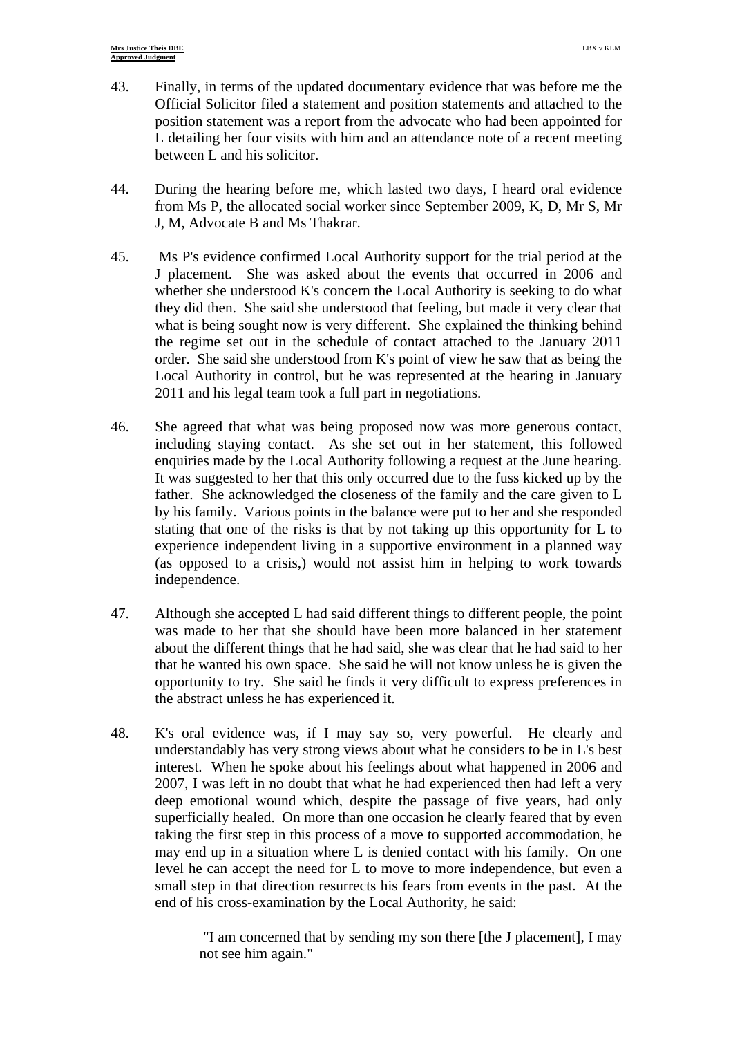43. Finally, in terms of the updated documentary evidence that was before me the Official Solicitor filed a statement and position statements and attached to the position statement was a report from the advocate who had been appointed for L detailing her four visits with him and an attendance note of a recent meeting between L and his solicitor.

44. During the hearing before me, which lasted two days, I heard oral evidence from Ms P, the allocated social worker since September 2009, K, D, Mr S, Mr J, M, Advocate B and Ms Thakrar.

45. Ms P's evidence confirmed Local Authority support for the trial period at the J placement. She was asked about the events that occurred in 2006 and whether she understood K's concern the Local Authority is seeking to do what they did then. She said she understood that feeling, but made it very clear that what is being sought now is very different. She explained the thinking behind the regime set out in the schedule of contact attached to the January 2011 order. She said she understood from K's point of view he saw that as being the Local Authority in control, but he was represented at the hearing in January 2011 and his legal team took a full part in negotiations.

46. She agreed that what was being proposed now was more generous contact, including staying contact. As she set out in her statement, this followed enquiries made by the Local Authority following a request at the June hearing. It was suggested to her that this only occurred due to the fuss kicked up by the father. She acknowledged the closeness of the family and the care given to L by his family. Various points in the balance were put to her and she responded stating that one of the risks is that by not taking up this opportunity for L to experience independent living in a supportive environment in a planned way (as opposed to a crisis,) would not assist him in helping to work towards independence.

47. Although she accepted L had said different things to different people, the point was made to her that she should have been more balanced in her statement about the different things that he had said, she was clear that he had said to her that he wanted his own space. She said he will not know unless he is given the opportunity to try. She said he finds it very difficult to express preferences in the abstract unless he has experienced it.

48. K's oral evidence was, if I may say so, very powerful. He clearly and understandably has very strong views about what he considers to be in L's best interest. When he spoke about his feelings about what happened in 2006 and 2007, I was left in no doubt that what he had experienced then had left a very deep emotional wound which, despite the passage of five years, had only superficially healed. On more than one occasion he clearly feared that by even taking the first step in this process of a move to supported accommodation, he may end up in a situation where L is denied contact with his family. On one level he can accept the need for L to move to more independence, but even a small step in that direction resurrects his fears from events in the past. At the end of his cross-examination by the Local Authority, he said:

> "I am concerned that by sending my son there [the J placement], I may not see him again."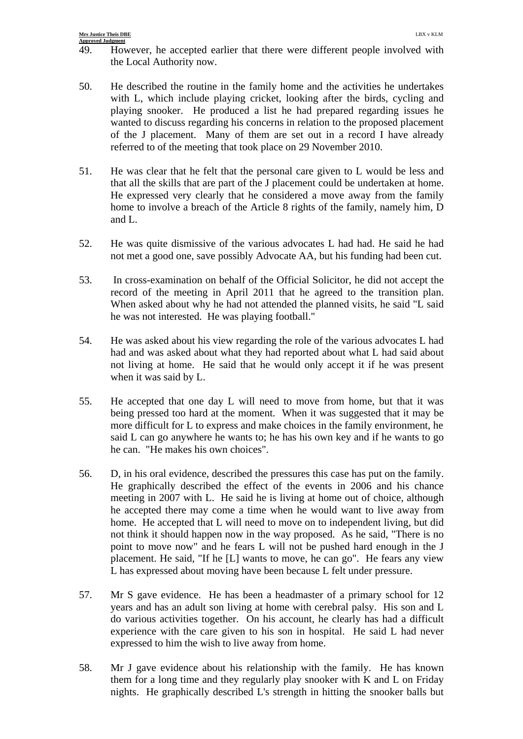49. However, he accepted earlier that there were different people involved with the Local Authority now.

50. He described the routine in the family home and the activities he undertakes with L, which include playing cricket, looking after the birds, cycling and playing snooker. He produced a list he had prepared regarding issues he wanted to discuss regarding his concerns in relation to the proposed placement of the J placement. Many of them are set out in a record I have already referred to of the meeting that took place on 29 November 2010.

51. He was clear that he felt that the personal care given to L would be less and that all the skills that are part of the J placement could be undertaken at home. He expressed very clearly that he considered a move away from the family home to involve a breach of the Article 8 rights of the family, namely him, D and L.

52. He was quite dismissive of the various advocates L had had. He said he had not met a good one, save possibly Advocate AA, but his funding had been cut.

53. In cross-examination on behalf of the Official Solicitor, he did not accept the record of the meeting in April 2011 that he agreed to the transition plan. When asked about why he had not attended the planned visits, he said "L said he was not interested. He was playing football."

54. He was asked about his view regarding the role of the various advocates L had had and was asked about what they had reported about what L had said about not living at home. He said that he would only accept it if he was present when it was said by L.

55. He accepted that one day L will need to move from home, but that it was being pressed too hard at the moment. When it was suggested that it may be more difficult for L to express and make choices in the family environment, he said L can go anywhere he wants to; he has his own key and if he wants to go he can. "He makes his own choices".

56. D, in his oral evidence, described the pressures this case has put on the family. He graphically described the effect of the events in 2006 and his chance meeting in 2007 with L. He said he is living at home out of choice, although he accepted there may come a time when he would want to live away from home. He accepted that L will need to move on to independent living, but did not think it should happen now in the way proposed. As he said, "There is no point to move now" and he fears L will not be pushed hard enough in the J placement. He said, "If he [L] wants to move, he can go". He fears any view L has expressed about moving have been because L felt under pressure.

57. Mr S gave evidence. He has been a headmaster of a primary school for 12 years and has an adult son living at home with cerebral palsy. His son and L do various activities together. On his account, he clearly has had a difficult experience with the care given to his son in hospital. He said L had never expressed to him the wish to live away from home.

58. Mr J gave evidence about his relationship with the family. He has known them for a long time and they regularly play snooker with K and L on Friday nights. He graphically described L's strength in hitting the snooker balls but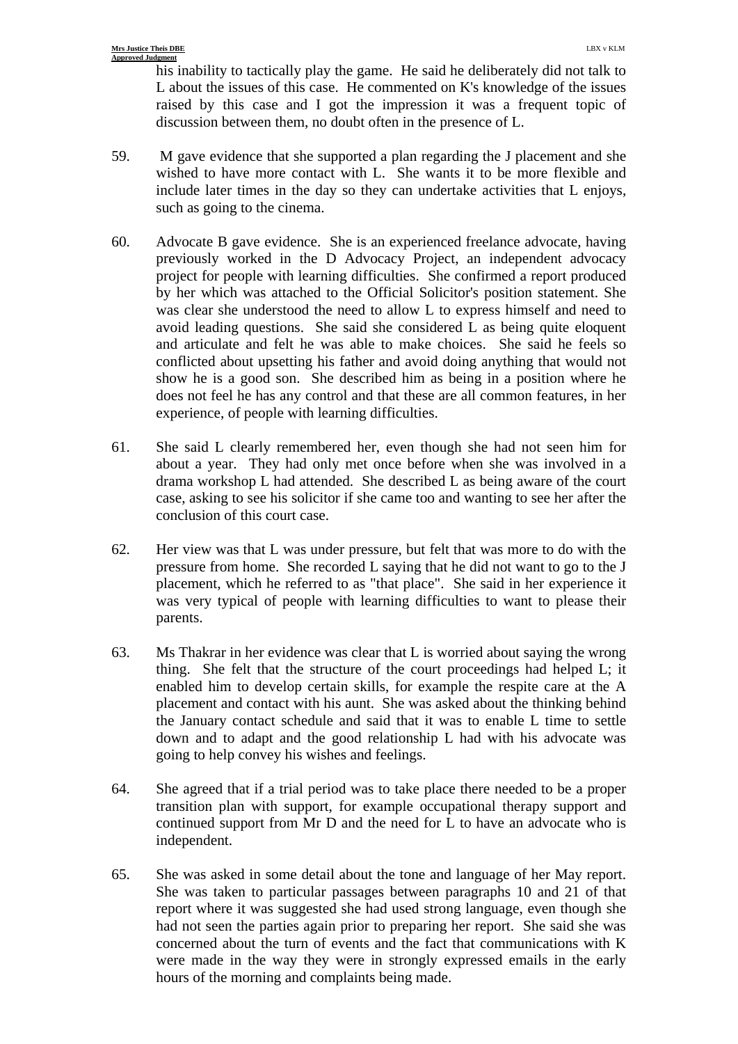his inability to tactically play the game. He said he deliberately did not talk to L about the issues of this case. He commented on K's knowledge of the issues raised by this case and I got the impression it was a frequent topic of discussion between them, no doubt often in the presence of L.

59. M gave evidence that she supported a plan regarding the J placement and she wished to have more contact with L. She wants it to be more flexible and include later times in the day so they can undertake activities that L enjoys, such as going to the cinema.

60. Advocate B gave evidence. She is an experienced freelance advocate, having previously worked in the D Advocacy Project, an independent advocacy project for people with learning difficulties. She confirmed a report produced by her which was attached to the Official Solicitor's position statement. She was clear she understood the need to allow L to express himself and need to avoid leading questions. She said she considered L as being quite eloquent and articulate and felt he was able to make choices. She said he feels so conflicted about upsetting his father and avoid doing anything that would not show he is a good son. She described him as being in a position where he does not feel he has any control and that these are all common features, in her experience, of people with learning difficulties.

61. She said L clearly remembered her, even though she had not seen him for about a year. They had only met once before when she was involved in a drama workshop L had attended. She described L as being aware of the court case, asking to see his solicitor if she came too and wanting to see her after the conclusion of this court case.

62. Her view was that L was under pressure, but felt that was more to do with the pressure from home. She recorded L saying that he did not want to go to the J placement, which he referred to as "that place". She said in her experience it was very typical of people with learning difficulties to want to please their parents.

63. Ms Thakrar in her evidence was clear that L is worried about saying the wrong thing. She felt that the structure of the court proceedings had helped L; it enabled him to develop certain skills, for example the respite care at the A placement and contact with his aunt. She was asked about the thinking behind the January contact schedule and said that it was to enable L time to settle down and to adapt and the good relationship L had with his advocate was going to help convey his wishes and feelings.

64. She agreed that if a trial period was to take place there needed to be a proper transition plan with support, for example occupational therapy support and continued support from Mr D and the need for L to have an advocate who is independent.

65. She was asked in some detail about the tone and language of her May report. She was taken to particular passages between paragraphs 10 and 21 of that report where it was suggested she had used strong language, even though she had not seen the parties again prior to preparing her report. She said she was concerned about the turn of events and the fact that communications with K were made in the way they were in strongly expressed emails in the early hours of the morning and complaints being made.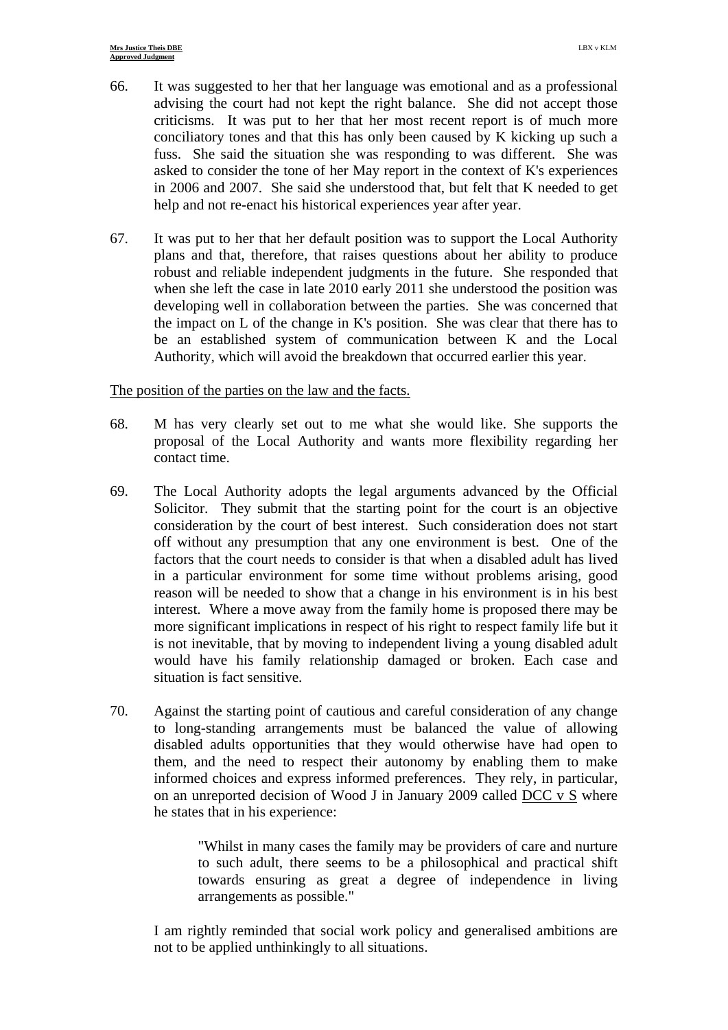66. It was suggested to her that her language was emotional and as a professional advising the court had not kept the right balance. She did not accept those criticisms. It was put to her that her most recent report is of much more conciliatory tones and that this has only been caused by K kicking up such a fuss. She said the situation she was responding to was different. She was asked to consider the tone of her May report in the context of K's experiences in 2006 and 2007. She said she understood that, but felt that K needed to get help and not re-enact his historical experiences year after year.

67. It was put to her that her default position was to support the Local Authority plans and that, therefore, that raises questions about her ability to produce robust and reliable independent judgments in the future. She responded that when she left the case in late 2010 early 2011 she understood the position was developing well in collaboration between the parties. She was concerned that the impact on L of the change in K's position. She was clear that there has to be an established system of communication between K and the Local Authority, which will avoid the breakdown that occurred earlier this year.

<u>The position of the parties on the law and the facts.</u>

68. M has very clearly set out to me what she would like. She supports the proposal of the Local Authority and wants more flexibility regarding her contact time.

69. The Local Authority adopts the legal arguments advanced by the Official Solicitor. They submit that the starting point for the court is an objective consideration by the court of best interest. Such consideration does not start off without any presumption that any one environment is best. One of the factors that the court needs to consider is that when a disabled adult has lived in a particular environment for some time without problems arising, good reason will be needed to show that a change in his environment is in his best interest. Where a move away from the family home is proposed there may be more significant implications in respect of his right to respect family life but it is not inevitable, that by moving to independent living a young disabled adult would have his family relationship damaged or broken. Each case and situation is fact sensitive.

70. Against the starting point of cautious and careful consideration of any change to long-standing arrangements must be balanced the value of allowing disabled adults opportunities that they would otherwise have had open to them, and the need to respect their autonomy by enabling them to make informed choices and express informed preferences. They rely, in particular, on an unreported decision of Wood J in January 2009 called <u>DCC v S</u> where he states that in his experience:

> "Whilst in many cases the family may be providers of care and nurture to such adult, there seems to be a philosophical and practical shift towards ensuring as great a degree of independence in living arrangements as possible."

I am rightly reminded that social work policy and generalised ambitions are not to be applied unthinkingly to all situations.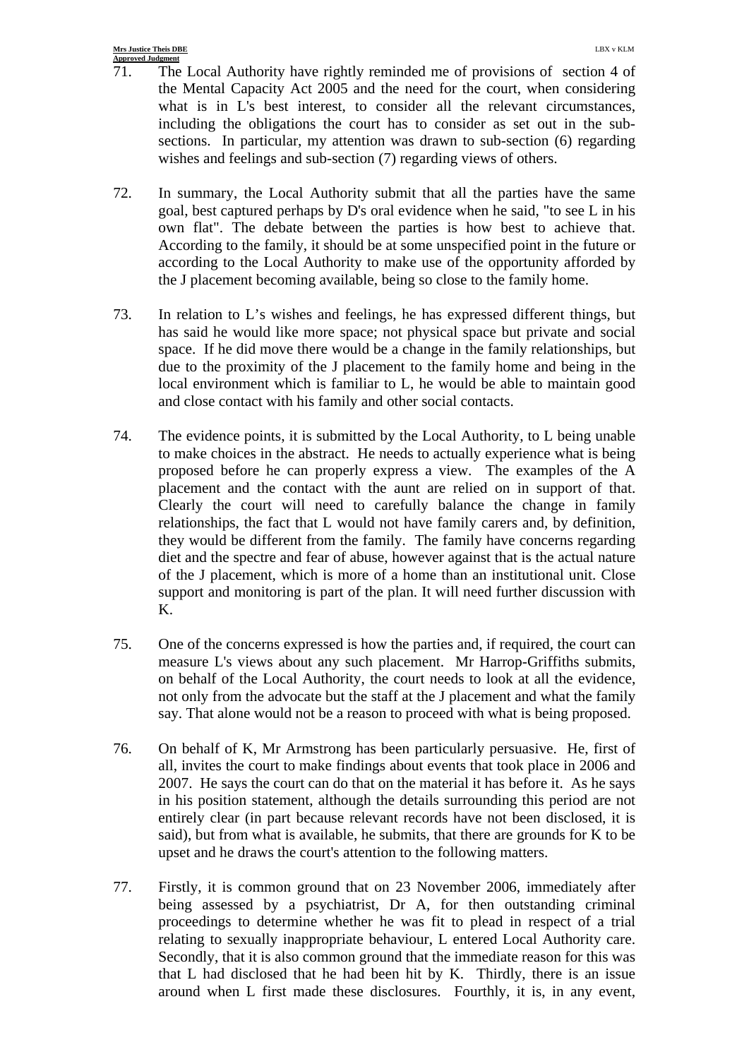71. The Local Authority have rightly reminded me of provisions of section 4 of the Mental Capacity Act 2005 and the need for the court, when considering what is in L's best interest, to consider all the relevant circumstances, including the obligations the court has to consider as set out in the sub-sections. In particular, my attention was drawn to sub-section (6) regarding wishes and feelings and sub-section (7) regarding views of others.

72. In summary, the Local Authority submit that all the parties have the same goal, best captured perhaps by D's oral evidence when he said, "to see L in his own flat". The debate between the parties is how best to achieve that. According to the family, it should be at some unspecified point in the future or according to the Local Authority to make use of the opportunity afforded by the J placement becoming available, being so close to the family home.

73. In relation to L's wishes and feelings, he has expressed different things, but has said he would like more space; not physical space but private and social space. If he did move there would be a change in the family relationships, but due to the proximity of the J placement to the family home and being in the local environment which is familiar to L, he would be able to maintain good and close contact with his family and other social contacts.

74. The evidence points, it is submitted by the Local Authority, to L being unable to make choices in the abstract. He needs to actually experience what is being proposed before he can properly express a view. The examples of the A placement and the contact with the aunt are relied on in support of that. Clearly the court will need to carefully balance the change in family relationships, the fact that L would not have family carers and, by definition, they would be different from the family. The family have concerns regarding diet and the spectre and fear of abuse, however against that is the actual nature of the J placement, which is more of a home than an institutional unit. Close support and monitoring is part of the plan. It will need further discussion with K.

75. One of the concerns expressed is how the parties and, if required, the court can measure L's views about any such placement. Mr Harrop-Griffiths submits, on behalf of the Local Authority, the court needs to look at all the evidence, not only from the advocate but the staff at the J placement and what the family say. That alone would not be a reason to proceed with what is being proposed.

76. On behalf of K, Mr Armstrong has been particularly persuasive. He, first of all, invites the court to make findings about events that took place in 2006 and 2007. He says the court can do that on the material it has before it. As he says in his position statement, although the details surrounding this period are not entirely clear (in part because relevant records have not been disclosed, it is said), but from what is available, he submits, that there are grounds for K to be upset and he draws the court's attention to the following matters.

77. Firstly, it is common ground that on 23 November 2006, immediately after being assessed by a psychiatrist, Dr A, for then outstanding criminal proceedings to determine whether he was fit to plead in respect of a trial relating to sexually inappropriate behaviour, L entered Local Authority care. Secondly, that it is also common ground that the immediate reason for this was that L had disclosed that he had been hit by K. Thirdly, there is an issue around when L first made these disclosures. Fourthly, it is, in any event,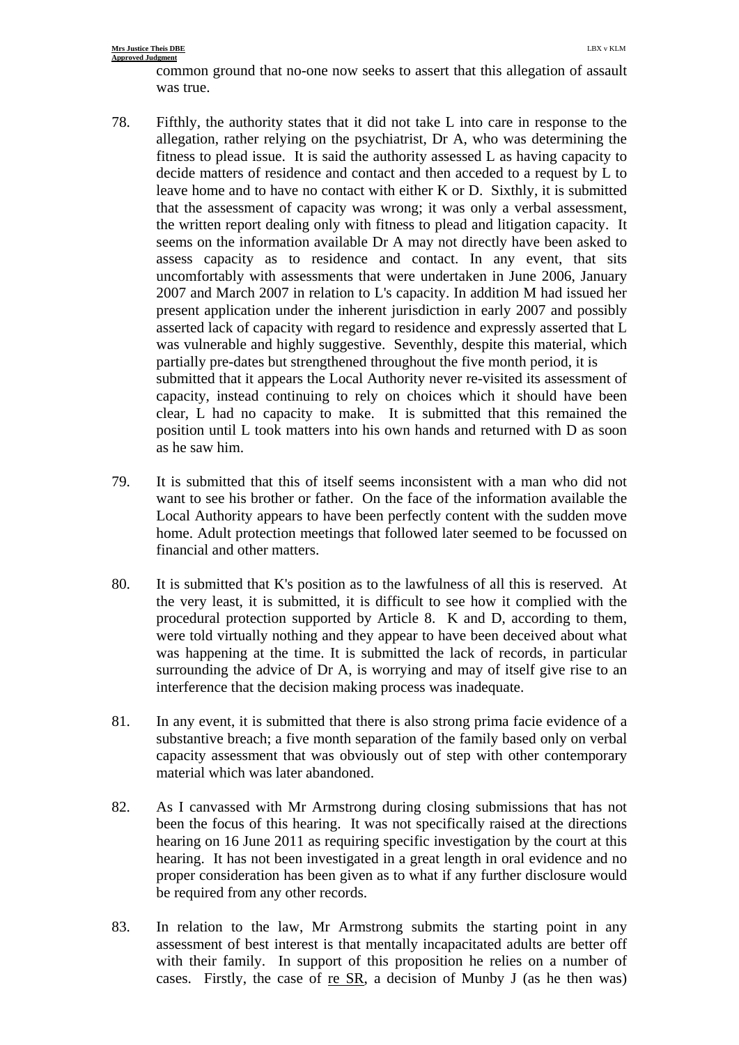common ground that no-one now seeks to assert that this allegation of assault was true.

78. Fifthly, the authority states that it did not take L into care in response to the allegation, rather relying on the psychiatrist, Dr A, who was determining the fitness to plead issue. It is said the authority assessed L as having capacity to decide matters of residence and contact and then acceded to a request by L to leave home and to have no contact with either K or D. Sixthly, it is submitted that the assessment of capacity was wrong; it was only a verbal assessment, the written report dealing only with fitness to plead and litigation capacity. It seems on the information available Dr A may not directly have been asked to assess capacity as to residence and contact. In any event, that sits uncomfortably with assessments that were undertaken in June 2006, January 2007 and March 2007 in relation to L's capacity. In addition M had issued her present application under the inherent jurisdiction in early 2007 and possibly asserted lack of capacity with regard to residence and expressly asserted that L was vulnerable and highly suggestive. Seventhly, despite this material, which partially pre-dates but strengthened throughout the five month period, it is submitted that it appears the Local Authority never re-visited its assessment of capacity, instead continuing to rely on choices which it should have been clear, L had no capacity to make. It is submitted that this remained the position until L took matters into his own hands and returned with D as soon as he saw him.

79. It is submitted that this of itself seems inconsistent with a man who did not want to see his brother or father. On the face of the information available the Local Authority appears to have been perfectly content with the sudden move home. Adult protection meetings that followed later seemed to be focussed on financial and other matters.

80. It is submitted that K's position as to the lawfulness of all this is reserved. At the very least, it is submitted, it is difficult to see how it complied with the procedural protection supported by Article 8. K and D, according to them, were told virtually nothing and they appear to have been deceived about what was happening at the time. It is submitted the lack of records, in particular surrounding the advice of Dr A, is worrying and may of itself give rise to an interference that the decision making process was inadequate.

81. In any event, it is submitted that there is also strong prima facie evidence of a substantive breach; a five month separation of the family based only on verbal capacity assessment that was obviously out of step with other contemporary material which was later abandoned.

82. As I canvassed with Mr Armstrong during closing submissions that has not been the focus of this hearing. It was not specifically raised at the directions hearing on 16 June 2011 as requiring specific investigation by the court at this hearing. It has not been investigated in a great length in oral evidence and no proper consideration has been given as to what if any further disclosure would be required from any other records.

83. In relation to the law, Mr Armstrong submits the starting point in any assessment of best interest is that mentally incapacitated adults are better off with their family. In support of this proposition he relies on a number of cases. Firstly, the case of re SR, a decision of Munby J (as he then was)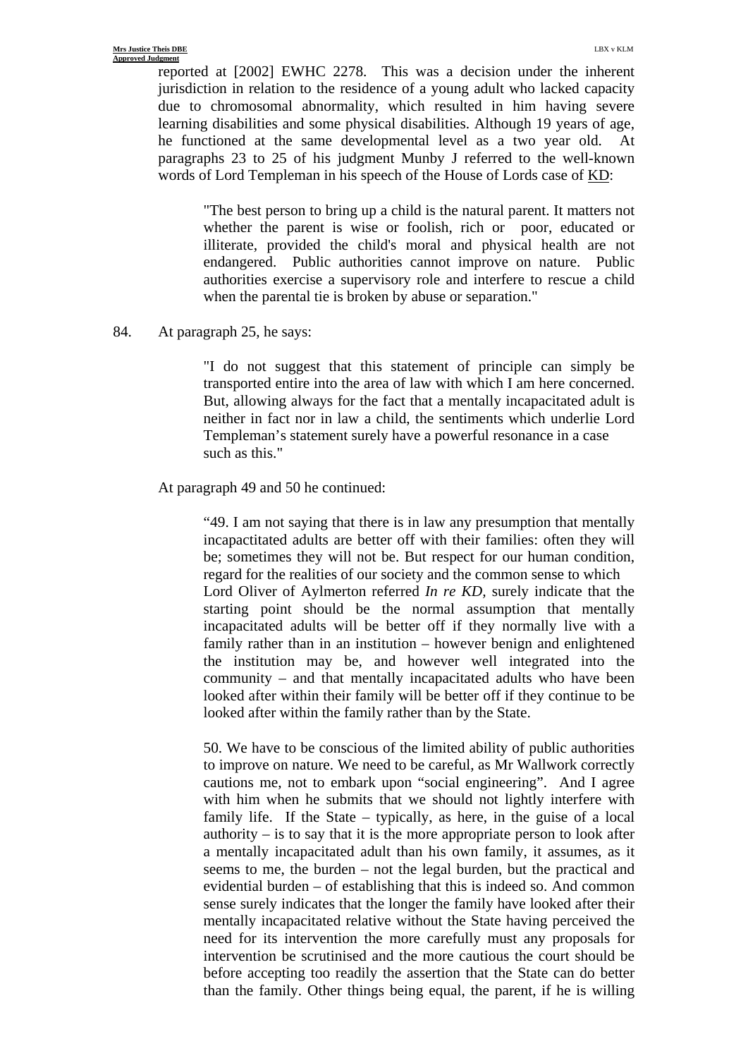reported at [2002] EWHC 2278. This was a decision under the inherent jurisdiction in relation to the residence of a young adult who lacked capacity due to chromosomal abnormality, which resulted in him having severe learning disabilities and some physical disabilities. Although 19 years of age, he functioned at the same developmental level as a two year old. At paragraphs 23 to 25 of his judgment Munby J referred to the well-known words of Lord Templeman in his speech of the House of Lords case of KD:

> "The best person to bring up a child is the natural parent. It matters not whether the parent is wise or foolish, rich or poor, educated or illiterate, provided the child's moral and physical health are not endangered. Public authorities cannot improve on nature. Public authorities exercise a supervisory role and interfere to rescue a child when the parental tie is broken by abuse or separation."

84. At paragraph 25, he says:

> "I do not suggest that this statement of principle can simply be transported entire into the area of law with which I am here concerned. But, allowing always for the fact that a mentally incapacitated adult is neither in fact nor in law a child, the sentiments which underlie Lord Templeman's statement surely have a powerful resonance in a case such as this."

At paragraph 49 and 50 he continued:

> "49. I am not saying that there is in law any presumption that mentally incapactitated adults are better off with their families: often they will be; sometimes they will not be. But respect for our human condition, regard for the realities of our society and the common sense to which Lord Oliver of Aylmerton referred *In re KD,* surely indicate that the starting point should be the normal assumption that mentally incapacitated adults will be better off if they normally live with a family rather than in an institution – however benign and enlightened the institution may be, and however well integrated into the community – and that mentally incapacitated adults who have been looked after within their family will be better off if they continue to be looked after within the family rather than by the State.
>
> 50. We have to be conscious of the limited ability of public authorities to improve on nature. We need to be careful, as Mr Wallwork correctly cautions me, not to embark upon "social engineering". And I agree with him when he submits that we should not lightly interfere with family life. If the State – typically, as here, in the guise of a local authority – is to say that it is the more appropriate person to look after a mentally incapacitated adult than his own family, it assumes, as it seems to me, the burden – not the legal burden, but the practical and evidential burden – of establishing that this is indeed so. And common sense surely indicates that the longer the family have looked after their mentally incapacitated relative without the State having perceived the need for its intervention the more carefully must any proposals for intervention be scrutinised and the more cautious the court should be before accepting too readily the assertion that the State can do better than the family. Other things being equal, the parent, if he is willing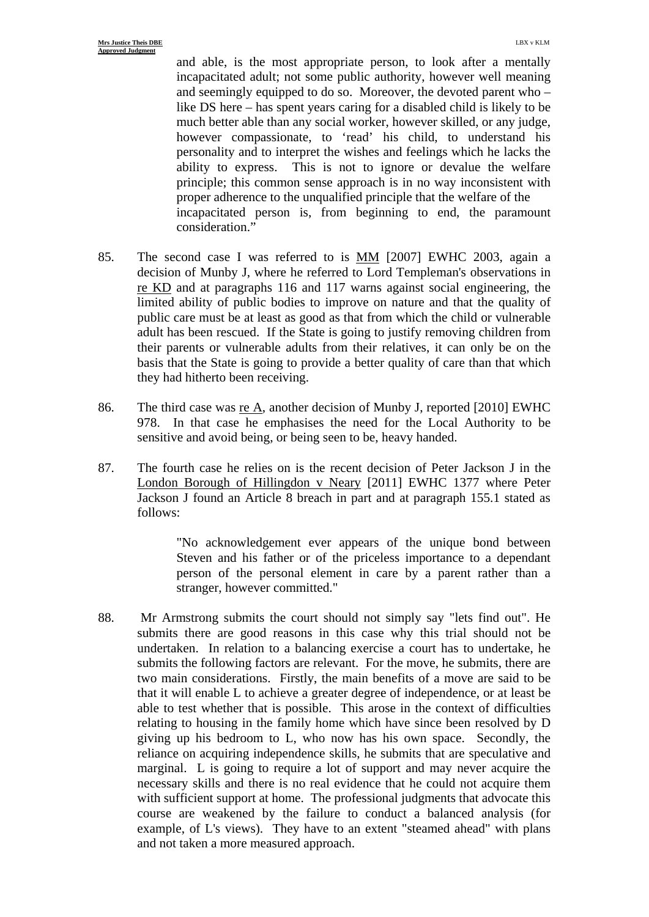> and able, is the most appropriate person, to look after a mentally incapacitated adult; not some public authority, however well meaning and seemingly equipped to do so. Moreover, the devoted parent who – like DS here – has spent years caring for a disabled child is likely to be much better able than any social worker, however skilled, or any judge, however compassionate, to 'read' his child, to understand his personality and to interpret the wishes and feelings which he lacks the ability to express. This is not to ignore or devalue the welfare principle; this common sense approach is in no way inconsistent with proper adherence to the unqualified principle that the welfare of the incapacitated person is, from beginning to end, the paramount consideration."

85. The second case I was referred to is MM [2007] EWHC 2003, again a decision of Munby J, where he referred to Lord Templeman's observations in re KD and at paragraphs 116 and 117 warns against social engineering, the limited ability of public bodies to improve on nature and that the quality of public care must be at least as good as that from which the child or vulnerable adult has been rescued. If the State is going to justify removing children from their parents or vulnerable adults from their relatives, it can only be on the basis that the State is going to provide a better quality of care than that which they had hitherto been receiving.

86. The third case was re A, another decision of Munby J, reported [2010] EWHC 978. In that case he emphasises the need for the Local Authority to be sensitive and avoid being, or being seen to be, heavy handed.

87. The fourth case he relies on is the recent decision of Peter Jackson J in the London Borough of Hillingdon v Neary [2011] EWHC 1377 where Peter Jackson J found an Article 8 breach in part and at paragraph 155.1 stated as follows:

> "No acknowledgement ever appears of the unique bond between Steven and his father or of the priceless importance to a dependant person of the personal element in care by a parent rather than a stranger, however committed."

88. Mr Armstrong submits the court should not simply say "lets find out". He submits there are good reasons in this case why this trial should not be undertaken. In relation to a balancing exercise a court has to undertake, he submits the following factors are relevant. For the move, he submits, there are two main considerations. Firstly, the main benefits of a move are said to be that it will enable L to achieve a greater degree of independence, or at least be able to test whether that is possible. This arose in the context of difficulties relating to housing in the family home which have since been resolved by D giving up his bedroom to L, who now has his own space. Secondly, the reliance on acquiring independence skills, he submits that are speculative and marginal. L is going to require a lot of support and may never acquire the necessary skills and there is no real evidence that he could not acquire them with sufficient support at home. The professional judgments that advocate this course are weakened by the failure to conduct a balanced analysis (for example, of L's views). They have to an extent "steamed ahead" with plans and not taken a more measured approach.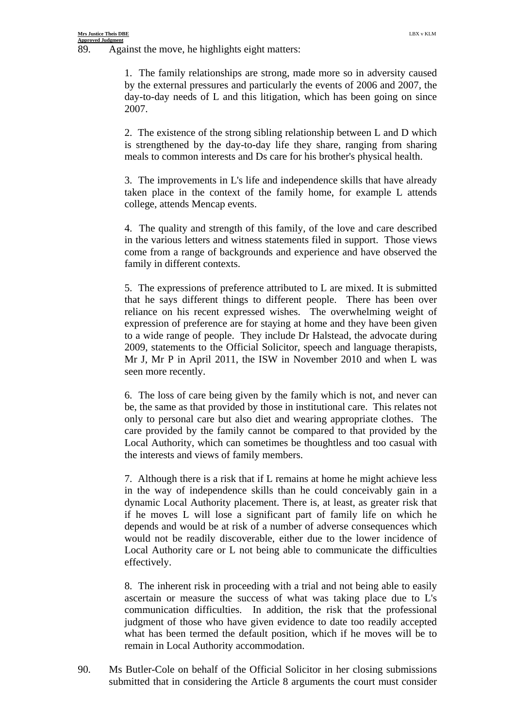89. Against the move, he highlights eight matters:

> 1. The family relationships are strong, made more so in adversity caused by the external pressures and particularly the events of 2006 and 2007, the day-to-day needs of L and this litigation, which has been going on since 2007.
>
> 2. The existence of the strong sibling relationship between L and D which is strengthened by the day-to-day life they share, ranging from sharing meals to common interests and Ds care for his brother's physical health.
>
> 3. The improvements in L's life and independence skills that have already taken place in the context of the family home, for example L attends college, attends Mencap events.
>
> 4. The quality and strength of this family, of the love and care described in the various letters and witness statements filed in support. Those views come from a range of backgrounds and experience and have observed the family in different contexts.
>
> 5. The expressions of preference attributed to L are mixed. It is submitted that he says different things to different people. There has been over reliance on his recent expressed wishes. The overwhelming weight of expression of preference are for staying at home and they have been given to a wide range of people. They include Dr Halstead, the advocate during 2009, statements to the Official Solicitor, speech and language therapists, Mr J, Mr P in April 2011, the ISW in November 2010 and when L was seen more recently.
>
> 6. The loss of care being given by the family which is not, and never can be, the same as that provided by those in institutional care. This relates not only to personal care but also diet and wearing appropriate clothes. The care provided by the family cannot be compared to that provided by the Local Authority, which can sometimes be thoughtless and too casual with the interests and views of family members.
>
> 7. Although there is a risk that if L remains at home he might achieve less in the way of independence skills than he could conceivably gain in a dynamic Local Authority placement. There is, at least, as greater risk that if he moves L will lose a significant part of family life on which he depends and would be at risk of a number of adverse consequences which would not be readily discoverable, either due to the lower incidence of Local Authority care or L not being able to communicate the difficulties effectively.
>
> 8. The inherent risk in proceeding with a trial and not being able to easily ascertain or measure the success of what was taking place due to L's communication difficulties. In addition, the risk that the professional judgment of those who have given evidence to date too readily accepted what has been termed the default position, which if he moves will be to remain in Local Authority accommodation.

90. Ms Butler-Cole on behalf of the Official Solicitor in her closing submissions submitted that in considering the Article 8 arguments the court must consider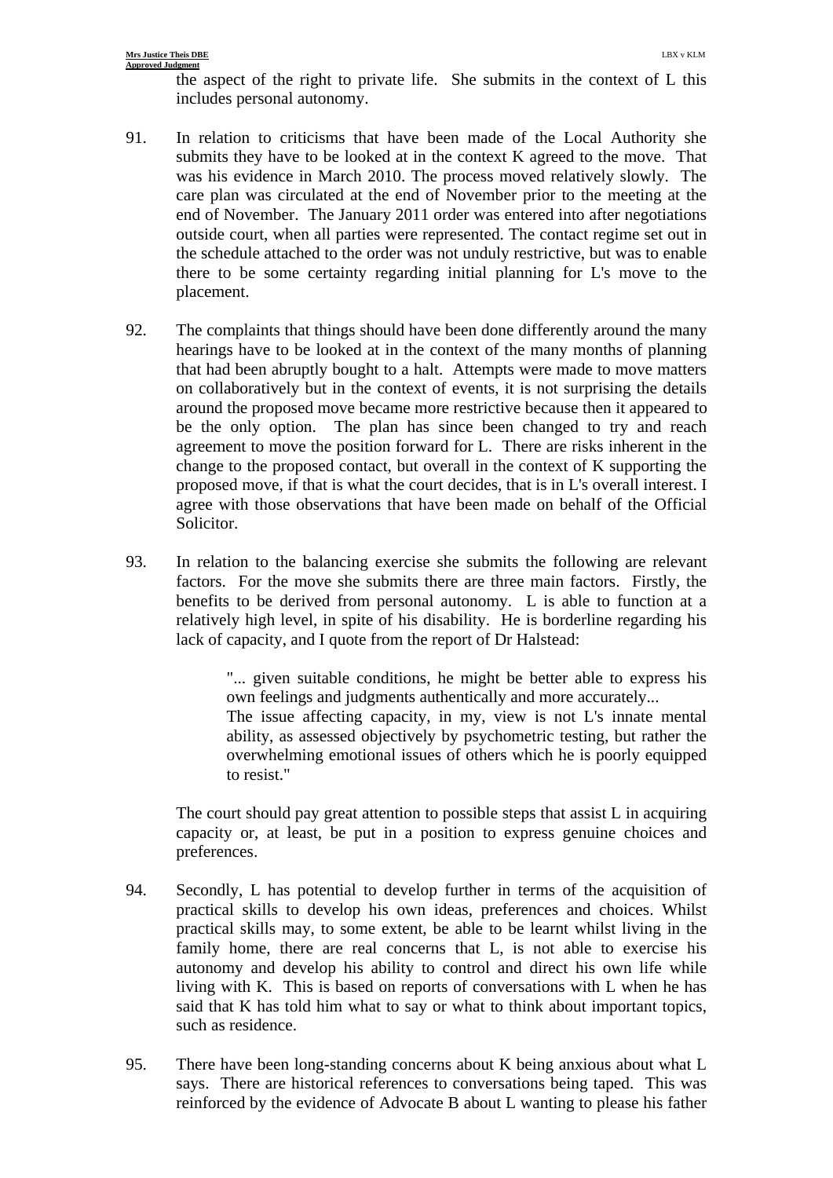the aspect of the right to private life. She submits in the context of L this includes personal autonomy.

91. In relation to criticisms that have been made of the Local Authority she submits they have to be looked at in the context K agreed to the move. That was his evidence in March 2010. The process moved relatively slowly. The care plan was circulated at the end of November prior to the meeting at the end of November. The January 2011 order was entered into after negotiations outside court, when all parties were represented. The contact regime set out in the schedule attached to the order was not unduly restrictive, but was to enable there to be some certainty regarding initial planning for L's move to the placement.

92. The complaints that things should have been done differently around the many hearings have to be looked at in the context of the many months of planning that had been abruptly bought to a halt. Attempts were made to move matters on collaboratively but in the context of events, it is not surprising the details around the proposed move became more restrictive because then it appeared to be the only option. The plan has since been changed to try and reach agreement to move the position forward for L. There are risks inherent in the change to the proposed contact, but overall in the context of K supporting the proposed move, if that is what the court decides, that is in L's overall interest. I agree with those observations that have been made on behalf of the Official Solicitor.

93. In relation to the balancing exercise she submits the following are relevant factors. For the move she submits there are three main factors. Firstly, the benefits to be derived from personal autonomy. L is able to function at a relatively high level, in spite of his disability. He is borderline regarding his lack of capacity, and I quote from the report of Dr Halstead:

> "... given suitable conditions, he might be better able to express his own feelings and judgments authentically and more accurately...
> The issue affecting capacity, in my, view is not L's innate mental ability, as assessed objectively by psychometric testing, but rather the overwhelming emotional issues of others which he is poorly equipped to resist."

The court should pay great attention to possible steps that assist L in acquiring capacity or, at least, be put in a position to express genuine choices and preferences.

94. Secondly, L has potential to develop further in terms of the acquisition of practical skills to develop his own ideas, preferences and choices. Whilst practical skills may, to some extent, be able to be learnt whilst living in the family home, there are real concerns that L, is not able to exercise his autonomy and develop his ability to control and direct his own life while living with K. This is based on reports of conversations with L when he has said that K has told him what to say or what to think about important topics, such as residence.

95. There have been long-standing concerns about K being anxious about what L says. There are historical references to conversations being taped. This was reinforced by the evidence of Advocate B about L wanting to please his father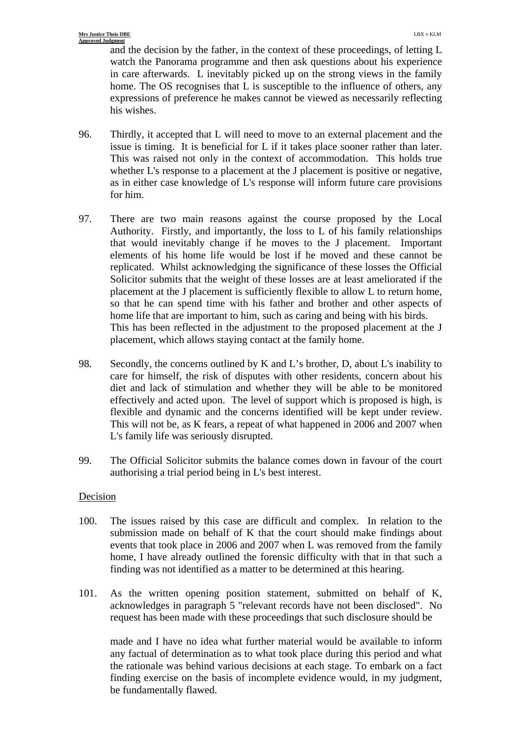and the decision by the father, in the context of these proceedings, of letting L watch the Panorama programme and then ask questions about his experience in care afterwards. L inevitably picked up on the strong views in the family home. The OS recognises that L is susceptible to the influence of others, any expressions of preference he makes cannot be viewed as necessarily reflecting his wishes.

96. Thirdly, it accepted that L will need to move to an external placement and the issue is timing. It is beneficial for L if it takes place sooner rather than later. This was raised not only in the context of accommodation. This holds true whether L's response to a placement at the J placement is positive or negative, as in either case knowledge of L's response will inform future care provisions for him.

97. There are two main reasons against the course proposed by the Local Authority. Firstly, and importantly, the loss to L of his family relationships that would inevitably change if he moves to the J placement. Important elements of his home life would be lost if he moved and these cannot be replicated. Whilst acknowledging the significance of these losses the Official Solicitor submits that the weight of these losses are at least ameliorated if the placement at the J placement is sufficiently flexible to allow L to return home, so that he can spend time with his father and brother and other aspects of home life that are important to him, such as caring and being with his birds. This has been reflected in the adjustment to the proposed placement at the J placement, which allows staying contact at the family home.

98. Secondly, the concerns outlined by K and L's brother, D, about L's inability to care for himself, the risk of disputes with other residents, concern about his diet and lack of stimulation and whether they will be able to be monitored effectively and acted upon. The level of support which is proposed is high, is flexible and dynamic and the concerns identified will be kept under review. This will not be, as K fears, a repeat of what happened in 2006 and 2007 when L's family life was seriously disrupted.

99. The Official Solicitor submits the balance comes down in favour of the court authorising a trial period being in L's best interest.

## Decision

100. The issues raised by this case are difficult and complex. In relation to the submission made on behalf of K that the court should make findings about events that took place in 2006 and 2007 when L was removed from the family home, I have already outlined the forensic difficulty with that in that such a finding was not identified as a matter to be determined at this hearing.

101. As the written opening position statement, submitted on behalf of K, acknowledges in paragraph 5 "relevant records have not been disclosed". No request has been made with these proceedings that such disclosure should be made and I have no idea what further material would be available to inform any factual of determination as to what took place during this period and what the rationale was behind various decisions at each stage. To embark on a fact finding exercise on the basis of incomplete evidence would, in my judgment, be fundamentally flawed.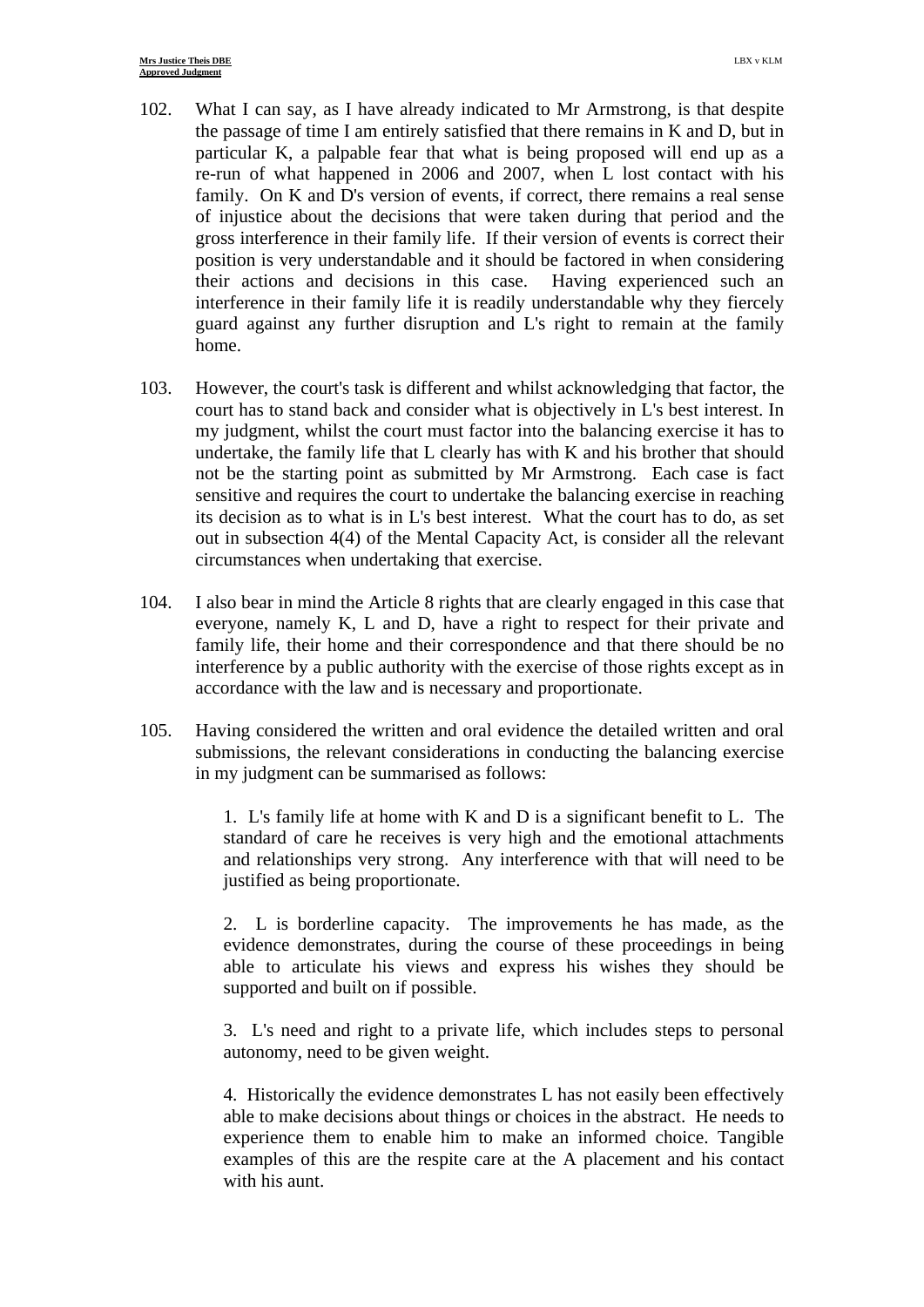102. What I can say, as I have already indicated to Mr Armstrong, is that despite the passage of time I am entirely satisfied that there remains in K and D, but in particular K, a palpable fear that what is being proposed will end up as a re-run of what happened in 2006 and 2007, when L lost contact with his family. On K and D's version of events, if correct, there remains a real sense of injustice about the decisions that were taken during that period and the gross interference in their family life. If their version of events is correct their position is very understandable and it should be factored in when considering their actions and decisions in this case. Having experienced such an interference in their family life it is readily understandable why they fiercely guard against any further disruption and L's right to remain at the family home.

103. However, the court's task is different and whilst acknowledging that factor, the court has to stand back and consider what is objectively in L's best interest. In my judgment, whilst the court must factor into the balancing exercise it has to undertake, the family life that L clearly has with K and his brother that should not be the starting point as submitted by Mr Armstrong. Each case is fact sensitive and requires the court to undertake the balancing exercise in reaching its decision as to what is in L's best interest. What the court has to do, as set out in subsection 4(4) of the Mental Capacity Act, is consider all the relevant circumstances when undertaking that exercise.

104. I also bear in mind the Article 8 rights that are clearly engaged in this case that everyone, namely K, L and D, have a right to respect for their private and family life, their home and their correspondence and that there should be no interference by a public authority with the exercise of those rights except as in accordance with the law and is necessary and proportionate.

105. Having considered the written and oral evidence the detailed written and oral submissions, the relevant considerations in conducting the balancing exercise in my judgment can be summarised as follows:

> 1. L's family life at home with K and D is a significant benefit to L. The standard of care he receives is very high and the emotional attachments and relationships very strong. Any interference with that will need to be justified as being proportionate.
>
> 2. L is borderline capacity. The improvements he has made, as the evidence demonstrates, during the course of these proceedings in being able to articulate his views and express his wishes they should be supported and built on if possible.
>
> 3. L's need and right to a private life, which includes steps to personal autonomy, need to be given weight.
>
> 4. Historically the evidence demonstrates L has not easily been effectively able to make decisions about things or choices in the abstract. He needs to experience them to enable him to make an informed choice. Tangible examples of this are the respite care at the A placement and his contact with his aunt.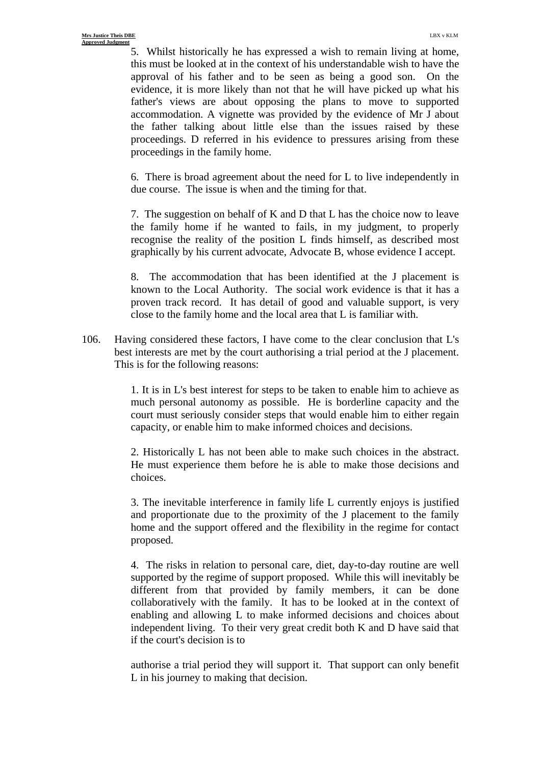5. Whilst historically he has expressed a wish to remain living at home, this must be looked at in the context of his understandable wish to have the approval of his father and to be seen as being a good son. On the evidence, it is more likely than not that he will have picked up what his father's views are about opposing the plans to move to supported accommodation. A vignette was provided by the evidence of Mr J about the father talking about little else than the issues raised by these proceedings. D referred in his evidence to pressures arising from these proceedings in the family home.

6. There is broad agreement about the need for L to live independently in due course. The issue is when and the timing for that.

7. The suggestion on behalf of K and D that L has the choice now to leave the family home if he wanted to fails, in my judgment, to properly recognise the reality of the position L finds himself, as described most graphically by his current advocate, Advocate B, whose evidence I accept.

8. The accommodation that has been identified at the J placement is known to the Local Authority. The social work evidence is that it has a proven track record. It has detail of good and valuable support, is very close to the family home and the local area that L is familiar with.

106. Having considered these factors, I have come to the clear conclusion that L's best interests are met by the court authorising a trial period at the J placement. This is for the following reasons:

1. It is in L's best interest for steps to be taken to enable him to achieve as much personal autonomy as possible. He is borderline capacity and the court must seriously consider steps that would enable him to either regain capacity, or enable him to make informed choices and decisions.

2. Historically L has not been able to make such choices in the abstract. He must experience them before he is able to make those decisions and choices.

3. The inevitable interference in family life L currently enjoys is justified and proportionate due to the proximity of the J placement to the family home and the support offered and the flexibility in the regime for contact proposed.

4. The risks in relation to personal care, diet, day-to-day routine are well supported by the regime of support proposed. While this will inevitably be different from that provided by family members, it can be done collaboratively with the family. It has to be looked at in the context of enabling and allowing L to make informed decisions and choices about independent living. To their very great credit both K and D have said that if the court's decision is to authorise a trial period they will support it. That support can only benefit L in his journey to making that decision.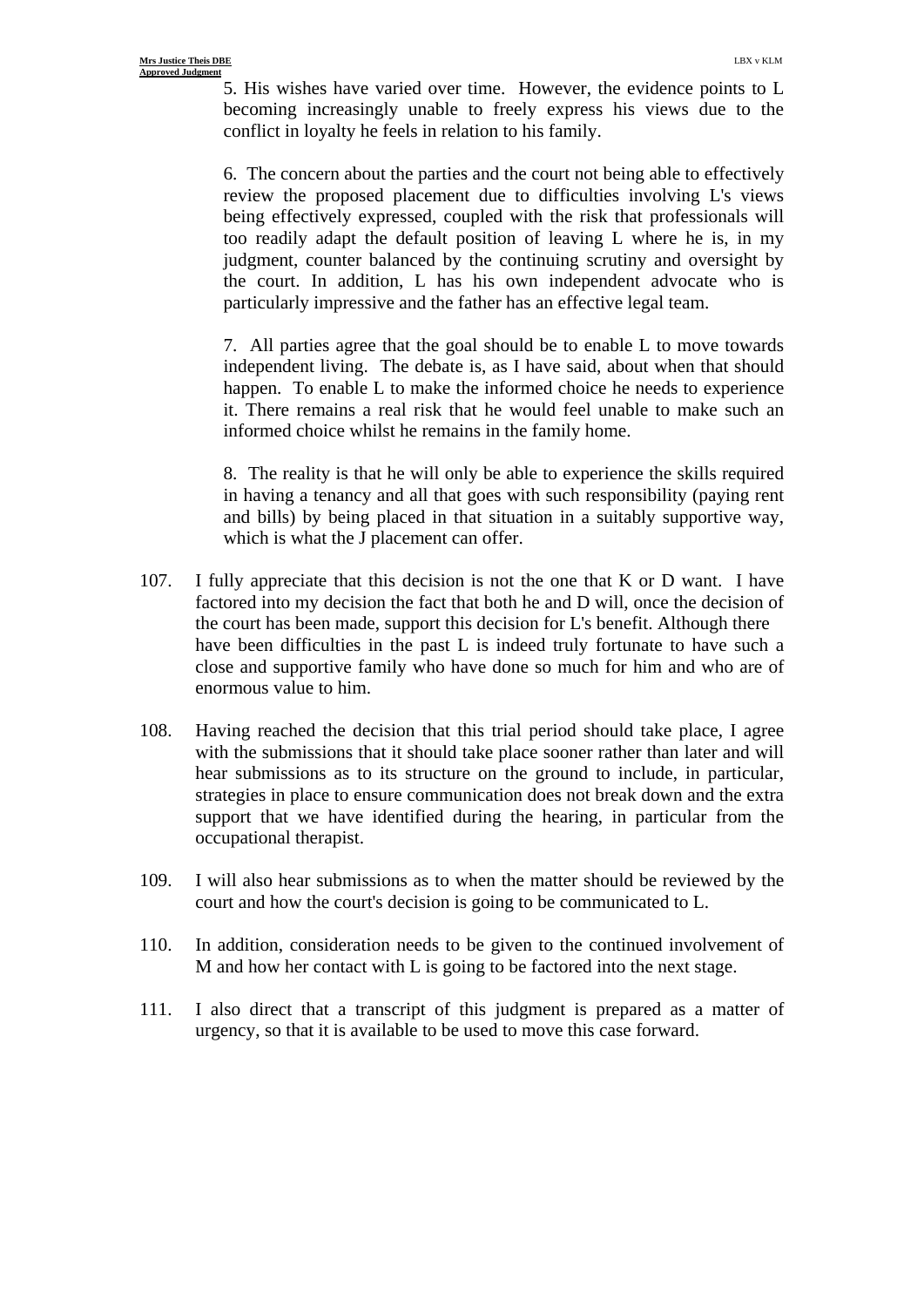5. His wishes have varied over time. However, the evidence points to L becoming increasingly unable to freely express his views due to the conflict in loyalty he feels in relation to his family.

6. The concern about the parties and the court not being able to effectively review the proposed placement due to difficulties involving L's views being effectively expressed, coupled with the risk that professionals will too readily adapt the default position of leaving L where he is, in my judgment, counter balanced by the continuing scrutiny and oversight by the court. In addition, L has his own independent advocate who is particularly impressive and the father has an effective legal team.

7. All parties agree that the goal should be to enable L to move towards independent living. The debate is, as I have said, about when that should happen. To enable L to make the informed choice he needs to experience it. There remains a real risk that he would feel unable to make such an informed choice whilst he remains in the family home.

8. The reality is that he will only be able to experience the skills required in having a tenancy and all that goes with such responsibility (paying rent and bills) by being placed in that situation in a suitably supportive way, which is what the J placement can offer.

107. I fully appreciate that this decision is not the one that K or D want. I have factored into my decision the fact that both he and D will, once the decision of the court has been made, support this decision for L's benefit. Although there have been difficulties in the past L is indeed truly fortunate to have such a close and supportive family who have done so much for him and who are of enormous value to him.

108. Having reached the decision that this trial period should take place, I agree with the submissions that it should take place sooner rather than later and will hear submissions as to its structure on the ground to include, in particular, strategies in place to ensure communication does not break down and the extra support that we have identified during the hearing, in particular from the occupational therapist.

109. I will also hear submissions as to when the matter should be reviewed by the court and how the court's decision is going to be communicated to L.

110. In addition, consideration needs to be given to the continued involvement of M and how her contact with L is going to be factored into the next stage.

111. I also direct that a transcript of this judgment is prepared as a matter of urgency, so that it is available to be used to move this case forward.